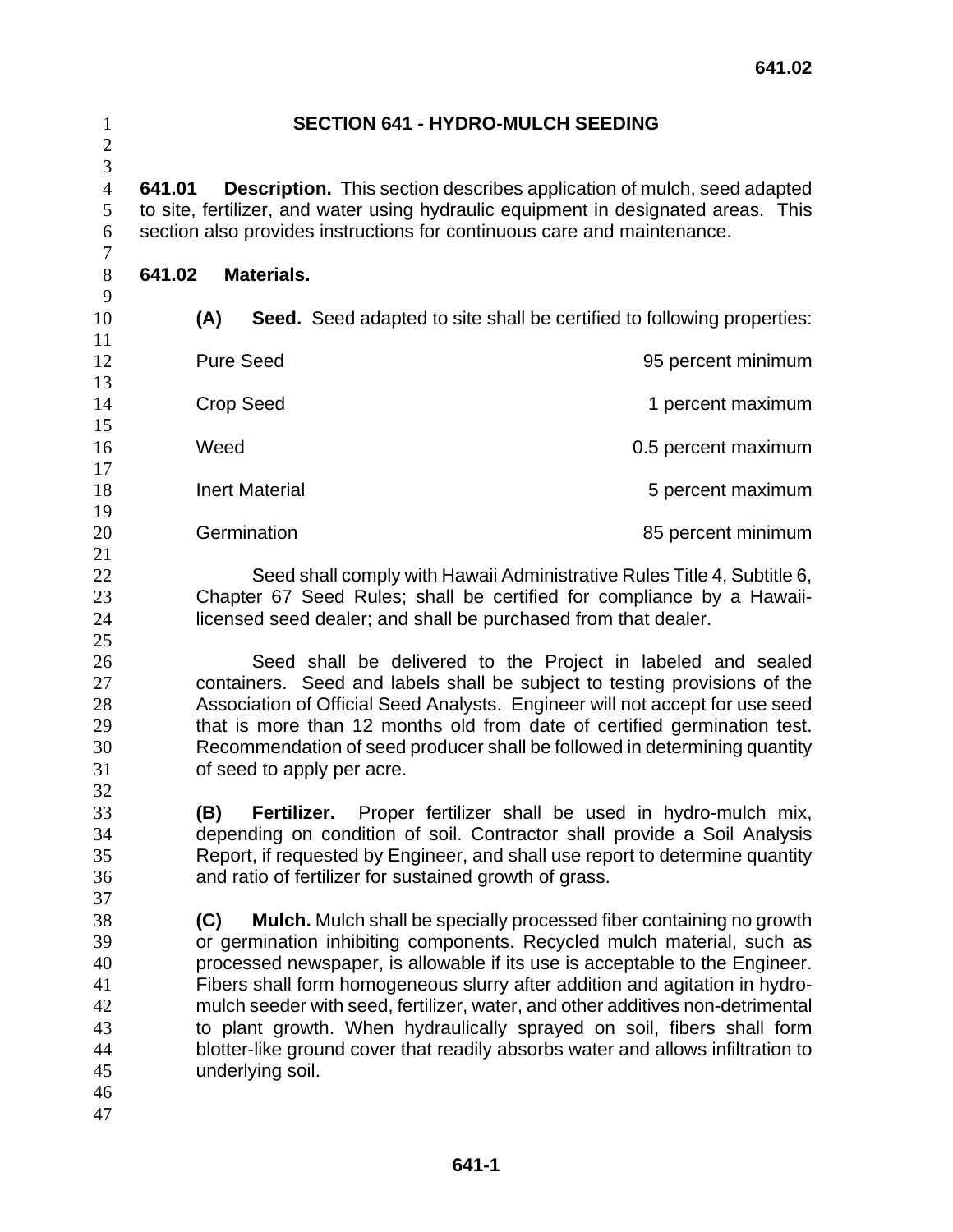# SECTION 641 - HYDRO-MULCH SEEDING

**641.01 Description.** This section describes application of mulch, seed adapted to site, fertilizer, and water using hydraulic equipment in designated areas. This section also provides instructions for continuous care and maintenance.

## 641.02 Materials.

**(A) Seed.** Seed adapted to site shall be certified to following properties:

| | |
|---|---|
| Pure Seed | 95 percent minimum |
| Crop Seed | 1 percent maximum |
| Weed | 0.5 percent maximum |
| Inert Material | 5 percent maximum |
| Germination | 85 percent minimum |

Seed shall comply with Hawaii Administrative Rules Title 4, Subtitle 6, Chapter 67 Seed Rules; shall be certified for compliance by a Hawaii-licensed seed dealer; and shall be purchased from that dealer.

Seed shall be delivered to the Project in labeled and sealed containers. Seed and labels shall be subject to testing provisions of the Association of Official Seed Analysts. Engineer will not accept for use seed that is more than 12 months old from date of certified germination test. Recommendation of seed producer shall be followed in determining quantity of seed to apply per acre.

**(B) Fertilizer.** Proper fertilizer shall be used in hydro-mulch mix, depending on condition of soil. Contractor shall provide a Soil Analysis Report, if requested by Engineer, and shall use report to determine quantity and ratio of fertilizer for sustained growth of grass.

**(C) Mulch.** Mulch shall be specially processed fiber containing no growth or germination inhibiting components. Recycled mulch material, such as processed newspaper, is allowable if its use is acceptable to the Engineer. Fibers shall form homogeneous slurry after addition and agitation in hydro-mulch seeder with seed, fertilizer, water, and other additives non-detrimental to plant growth. When hydraulically sprayed on soil, fibers shall form blotter-like ground cover that readily absorbs water and allows infiltration to underlying soil.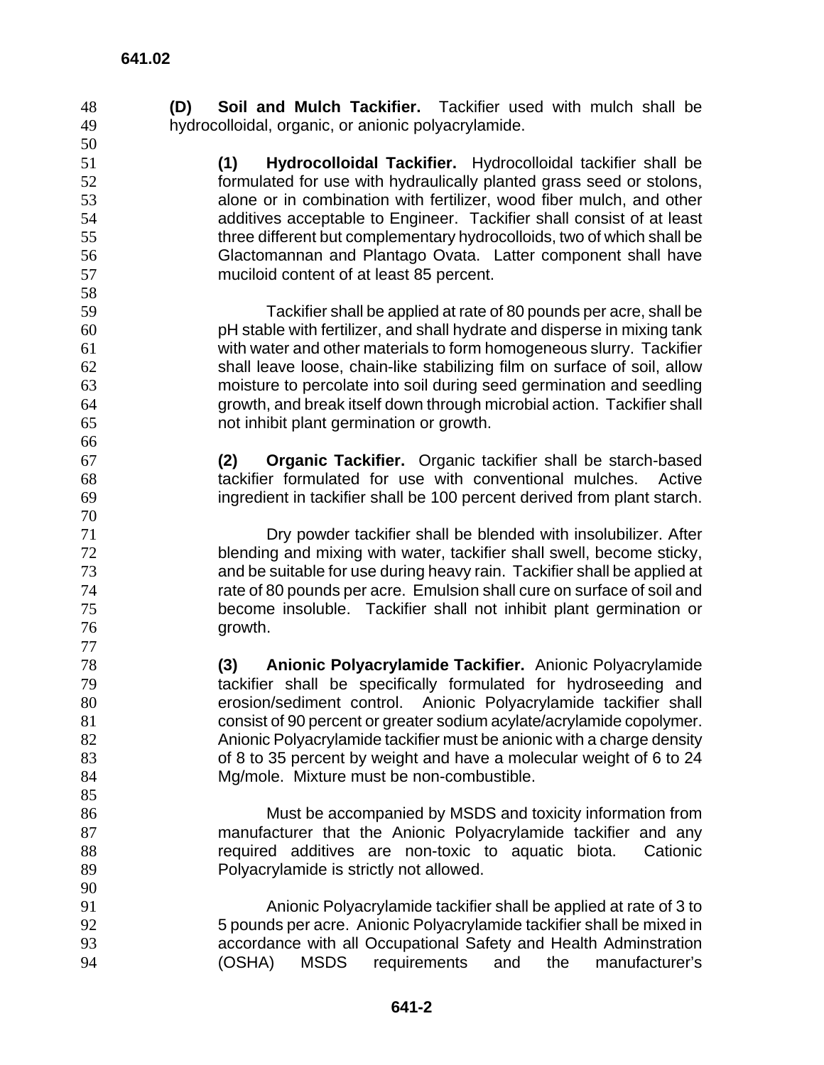**(D) Soil and Mulch Tackifier.** Tackifier used with mulch shall be hydrocolloidal, organic, or anionic polyacrylamide.

**(1) Hydrocolloidal Tackifier.** Hydrocolloidal tackifier shall be formulated for use with hydraulically planted grass seed or stolons, alone or in combination with fertilizer, wood fiber mulch, and other additives acceptable to Engineer. Tackifier shall consist of at least three different but complementary hydrocolloids, two of which shall be Glactomannan and Plantago Ovata. Latter component shall have muciloid content of at least 85 percent.

Tackifier shall be applied at rate of 80 pounds per acre, shall be pH stable with fertilizer, and shall hydrate and disperse in mixing tank with water and other materials to form homogeneous slurry. Tackifier shall leave loose, chain-like stabilizing film on surface of soil, allow moisture to percolate into soil during seed germination and seedling growth, and break itself down through microbial action. Tackifier shall not inhibit plant germination or growth.

**(2) Organic Tackifier.** Organic tackifier shall be starch-based tackifier formulated for use with conventional mulches. Active ingredient in tackifier shall be 100 percent derived from plant starch.

Dry powder tackifier shall be blended with insolubilizer. After blending and mixing with water, tackifier shall swell, become sticky, and be suitable for use during heavy rain. Tackifier shall be applied at rate of 80 pounds per acre. Emulsion shall cure on surface of soil and become insoluble. Tackifier shall not inhibit plant germination or growth.

**(3) Anionic Polyacrylamide Tackifier.** Anionic Polyacrylamide tackifier shall be specifically formulated for hydroseeding and erosion/sediment control. Anionic Polyacrylamide tackifier shall consist of 90 percent or greater sodium acylate/acrylamide copolymer. Anionic Polyacrylamide tackifier must be anionic with a charge density of 8 to 35 percent by weight and have a molecular weight of 6 to 24 Mg/mole. Mixture must be non-combustible.

Must be accompanied by MSDS and toxicity information from manufacturer that the Anionic Polyacrylamide tackifier and any required additives are non-toxic to aquatic biota. Cationic Polyacrylamide is strictly not allowed.

Anionic Polyacrylamide tackifier shall be applied at rate of 3 to 5 pounds per acre. Anionic Polyacrylamide tackifier shall be mixed in accordance with all Occupational Safety and Health Adminstration (OSHA) MSDS requirements and the manufacturer's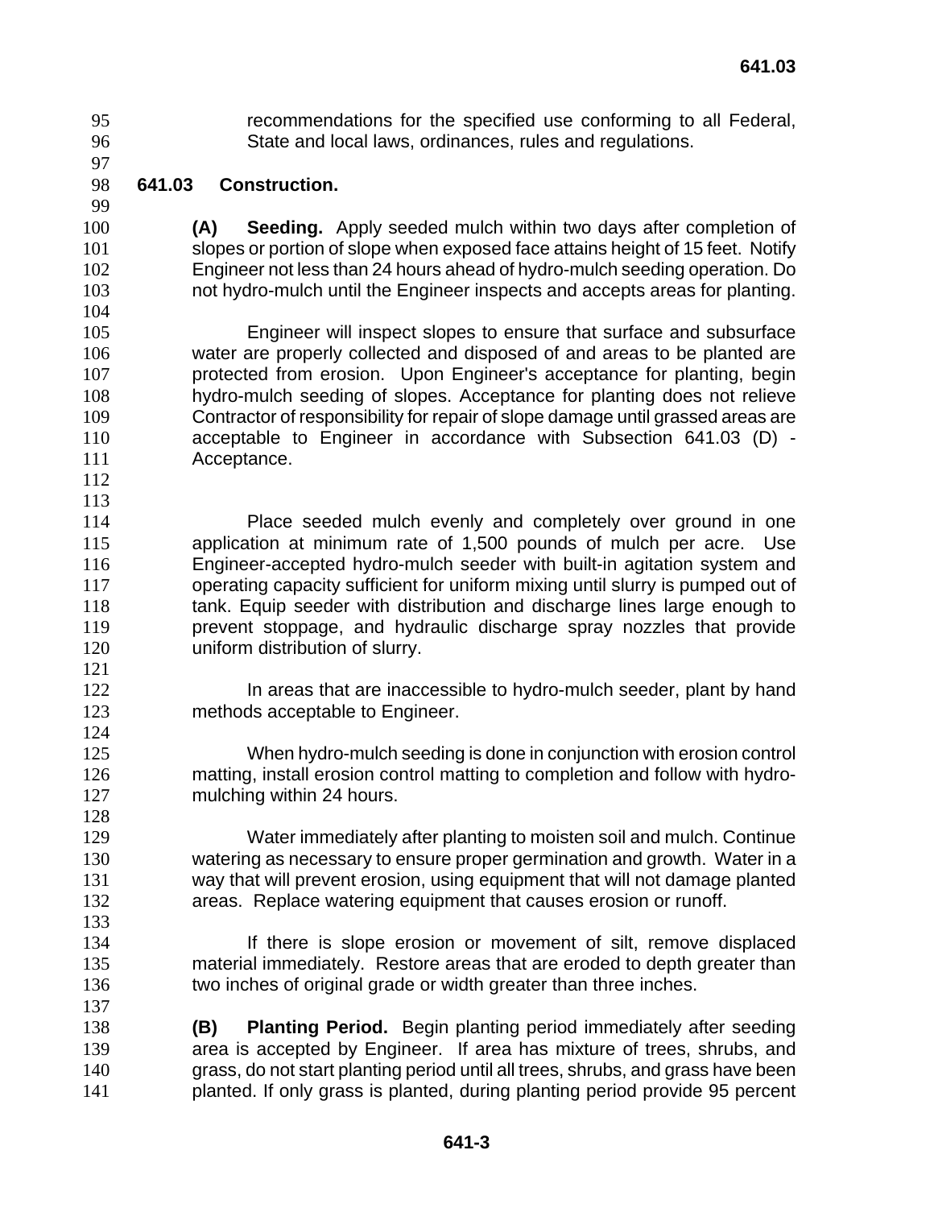recommendations for the specified use conforming to all Federal, State and local laws, ordinances, rules and regulations.

## 641.03 Construction.

**(A) Seeding.** Apply seeded mulch within two days after completion of slopes or portion of slope when exposed face attains height of 15 feet. Notify Engineer not less than 24 hours ahead of hydro-mulch seeding operation. Do not hydro-mulch until the Engineer inspects and accepts areas for planting.

Engineer will inspect slopes to ensure that surface and subsurface water are properly collected and disposed of and areas to be planted are protected from erosion. Upon Engineer's acceptance for planting, begin hydro-mulch seeding of slopes. Acceptance for planting does not relieve Contractor of responsibility for repair of slope damage until grassed areas are acceptable to Engineer in accordance with Subsection 641.03 (D) - Acceptance.

Place seeded mulch evenly and completely over ground in one application at minimum rate of 1,500 pounds of mulch per acre. Use Engineer-accepted hydro-mulch seeder with built-in agitation system and operating capacity sufficient for uniform mixing until slurry is pumped out of tank. Equip seeder with distribution and discharge lines large enough to prevent stoppage, and hydraulic discharge spray nozzles that provide uniform distribution of slurry.

In areas that are inaccessible to hydro-mulch seeder, plant by hand methods acceptable to Engineer.

When hydro-mulch seeding is done in conjunction with erosion control matting, install erosion control matting to completion and follow with hydro-mulching within 24 hours.

Water immediately after planting to moisten soil and mulch. Continue watering as necessary to ensure proper germination and growth. Water in a way that will prevent erosion, using equipment that will not damage planted areas. Replace watering equipment that causes erosion or runoff.

If there is slope erosion or movement of silt, remove displaced material immediately. Restore areas that are eroded to depth greater than two inches of original grade or width greater than three inches.

**(B) Planting Period.** Begin planting period immediately after seeding area is accepted by Engineer. If area has mixture of trees, shrubs, and grass, do not start planting period until all trees, shrubs, and grass have been planted. If only grass is planted, during planting period provide 95 percent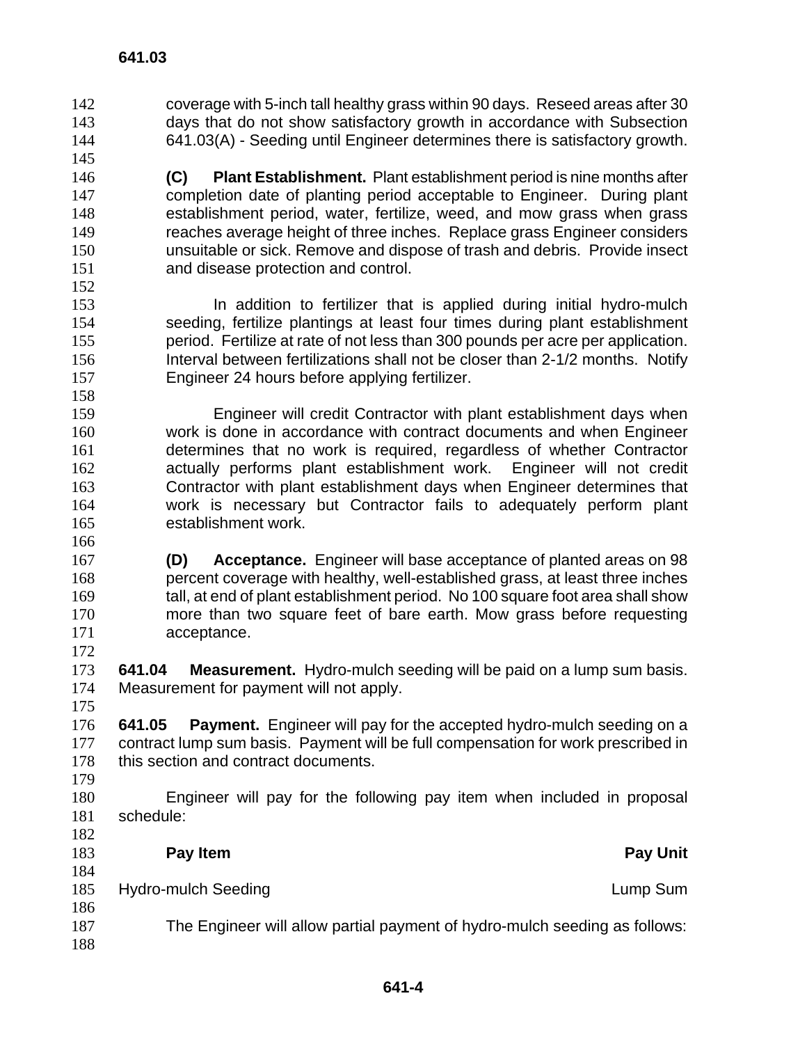coverage with 5-inch tall healthy grass within 90 days. Reseed areas after 30 days that do not show satisfactory growth in accordance with Subsection 641.03(A) - Seeding until Engineer determines there is satisfactory growth.

**(C) Plant Establishment.** Plant establishment period is nine months after completion date of planting period acceptable to Engineer. During plant establishment period, water, fertilize, weed, and mow grass when grass reaches average height of three inches. Replace grass Engineer considers unsuitable or sick. Remove and dispose of trash and debris. Provide insect and disease protection and control.

In addition to fertilizer that is applied during initial hydro-mulch seeding, fertilize plantings at least four times during plant establishment period. Fertilize at rate of not less than 300 pounds per acre per application. Interval between fertilizations shall not be closer than 2-1/2 months. Notify Engineer 24 hours before applying fertilizer.

Engineer will credit Contractor with plant establishment days when work is done in accordance with contract documents and when Engineer determines that no work is required, regardless of whether Contractor actually performs plant establishment work. Engineer will not credit Contractor with plant establishment days when Engineer determines that work is necessary but Contractor fails to adequately perform plant establishment work.

**(D) Acceptance.** Engineer will base acceptance of planted areas on 98 percent coverage with healthy, well-established grass, at least three inches tall, at end of plant establishment period. No 100 square foot area shall show more than two square feet of bare earth. Mow grass before requesting acceptance.

**641.04 Measurement.** Hydro-mulch seeding will be paid on a lump sum basis. Measurement for payment will not apply.

**641.05 Payment.** Engineer will pay for the accepted hydro-mulch seeding on a contract lump sum basis. Payment will be full compensation for work prescribed in this section and contract documents.

Engineer will pay for the following pay item when included in proposal schedule:

| **Pay Item** | **Pay Unit** |
|---|---|
| Hydro-mulch Seeding | Lump Sum |

The Engineer will allow partial payment of hydro-mulch seeding as follows: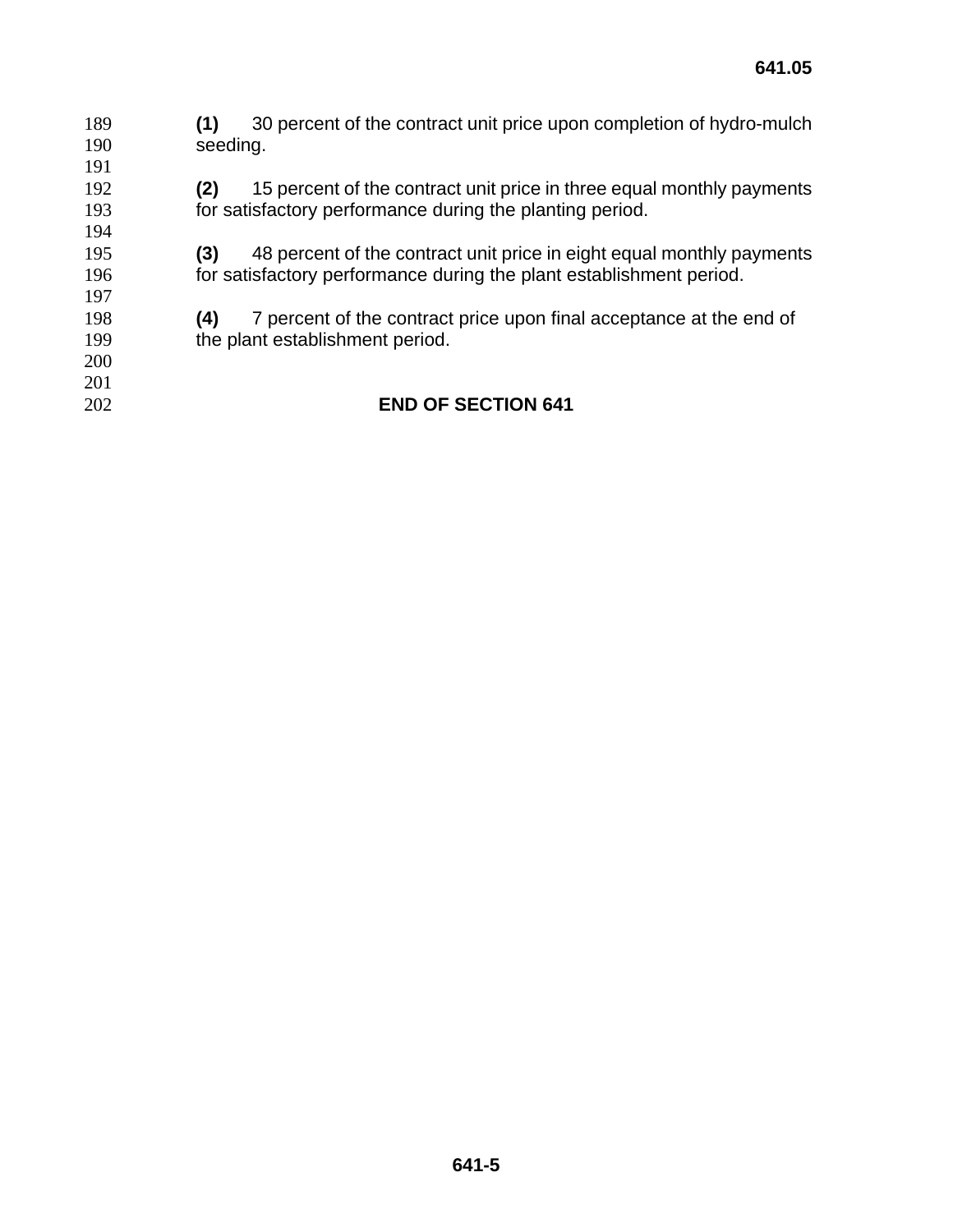**(1)** 30 percent of the contract unit price upon completion of hydro-mulch seeding.

**(2)** 15 percent of the contract unit price in three equal monthly payments for satisfactory performance during the planting period.

**(3)** 48 percent of the contract unit price in eight equal monthly payments for satisfactory performance during the plant establishment period.

**(4)** 7 percent of the contract price upon final acceptance at the end of the plant establishment period.

**END OF SECTION 641**